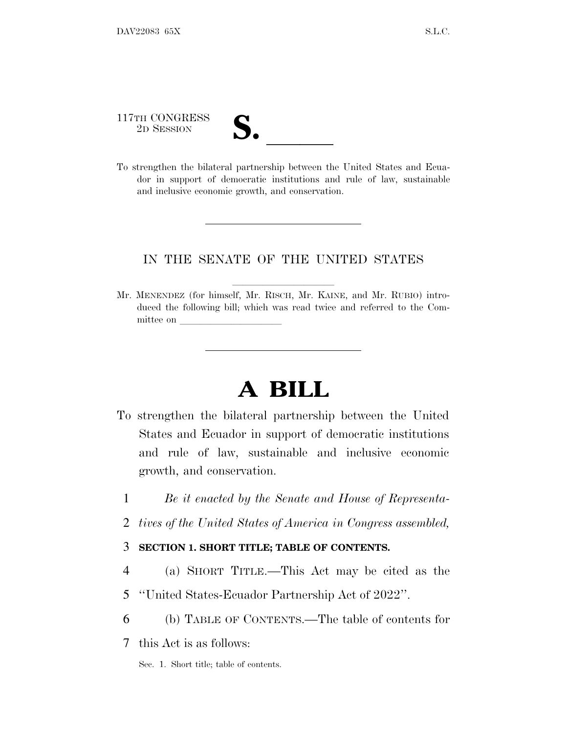117TH CONGRESS
2D SESSION

# S. \_\_\_\_\_\_

To strengthen the bilateral partnership between the United States and Ecuador in support of democratic institutions and rule of law, sustainable and inclusive economic growth, and conservation.

---

IN THE SENATE OF THE UNITED STATES

Mr. MENENDEZ (for himself, Mr. RISCH, Mr. KAINE, and Mr. RUBIO) introduced the following bill; which was read twice and referred to the Committee on \_\_\_\_\_\_\_\_\_\_\_\_\_\_\_\_\_\_\_\_

---

# A BILL

To strengthen the bilateral partnership between the United States and Ecuador in support of democratic institutions and rule of law, sustainable and inclusive economic growth, and conservation.

1 *Be it enacted by the Senate and House of Representa-*
2 *tives of the United States of America in Congress assembled,*

3 **SECTION 1. SHORT TITLE; TABLE OF CONTENTS.**

4 (a) SHORT TITLE.—This Act may be cited as the
5 "United States-Ecuador Partnership Act of 2022".

6 (b) TABLE OF CONTENTS.—The table of contents for
7 this Act is as follows:

Sec. 1. Short title; table of contents.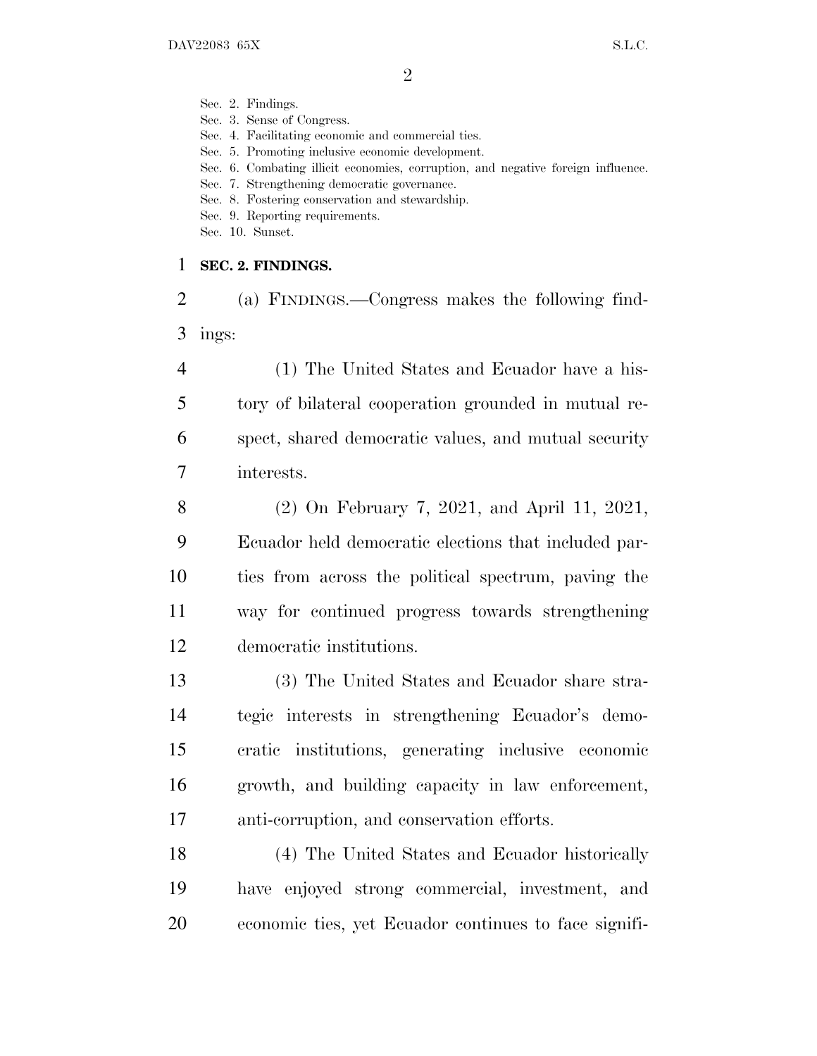Sec. 2. Findings.
Sec. 3. Sense of Congress.
Sec. 4. Facilitating economic and commercial ties.
Sec. 5. Promoting inclusive economic development.
Sec. 6. Combating illicit economies, corruption, and negative foreign influence.
Sec. 7. Strengthening democratic governance.
Sec. 8. Fostering conservation and stewardship.
Sec. 9. Reporting requirements.
Sec. 10. Sunset.

**SEC. 2. FINDINGS.**

(a) FINDINGS.—Congress makes the following findings:

(1) The United States and Ecuador have a history of bilateral cooperation grounded in mutual respect, shared democratic values, and mutual security interests.

(2) On February 7, 2021, and April 11, 2021, Ecuador held democratic elections that included parties from across the political spectrum, paving the way for continued progress towards strengthening democratic institutions.

(3) The United States and Ecuador share strategic interests in strengthening Ecuador's democratic institutions, generating inclusive economic growth, and building capacity in law enforcement, anti-corruption, and conservation efforts.

(4) The United States and Ecuador historically have enjoyed strong commercial, investment, and economic ties, yet Ecuador continues to face signifi-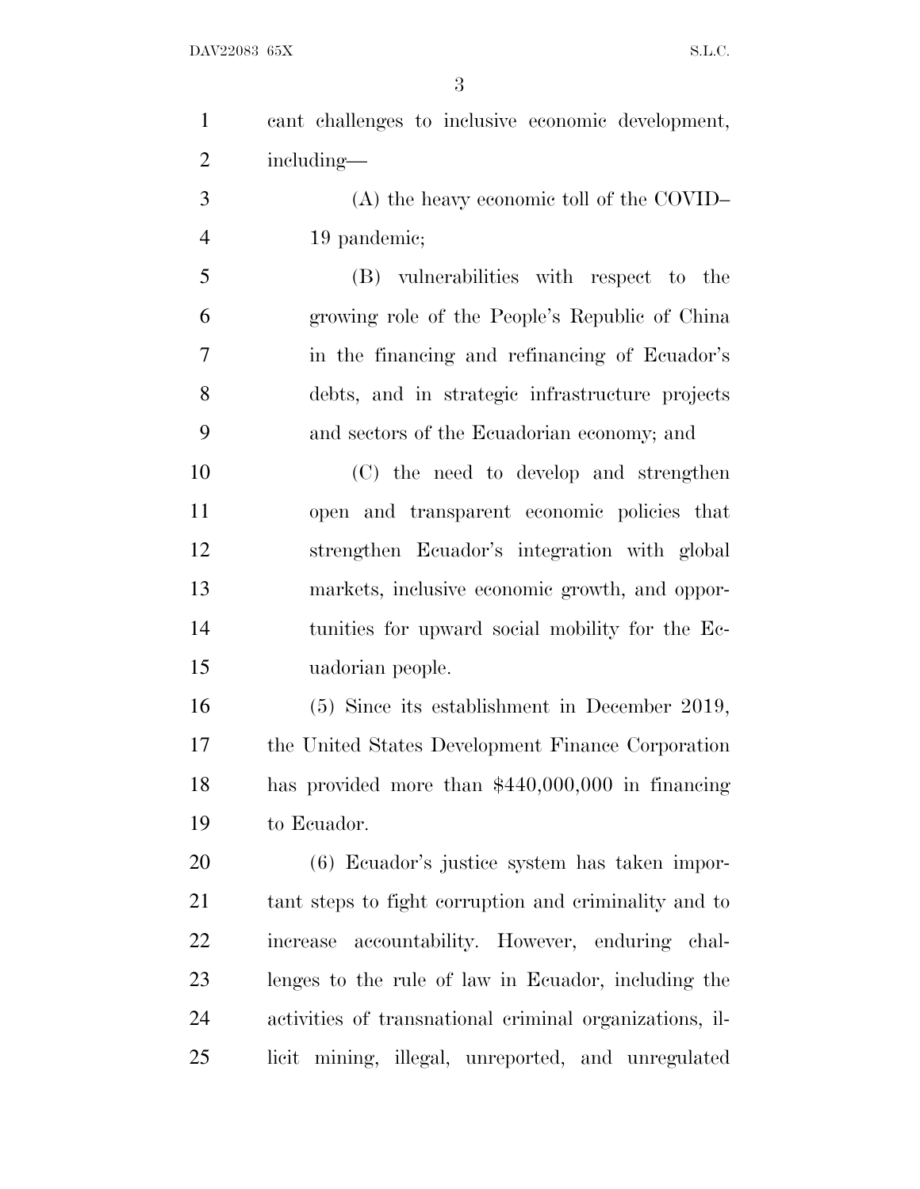cant challenges to inclusive economic development, including—

(A) the heavy economic toll of the COVID–19 pandemic;

(B) vulnerabilities with respect to the growing role of the People's Republic of China in the financing and refinancing of Ecuador's debts, and in strategic infrastructure projects and sectors of the Ecuadorian economy; and

(C) the need to develop and strengthen open and transparent economic policies that strengthen Ecuador's integration with global markets, inclusive economic growth, and opportunities for upward social mobility for the Ecuadorian people.

(5) Since its establishment in December 2019, the United States Development Finance Corporation has provided more than $440,000,000 in financing to Ecuador.

(6) Ecuador's justice system has taken important steps to fight corruption and criminality and to increase accountability. However, enduring challenges to the rule of law in Ecuador, including the activities of transnational criminal organizations, illicit mining, illegal, unreported, and unregulated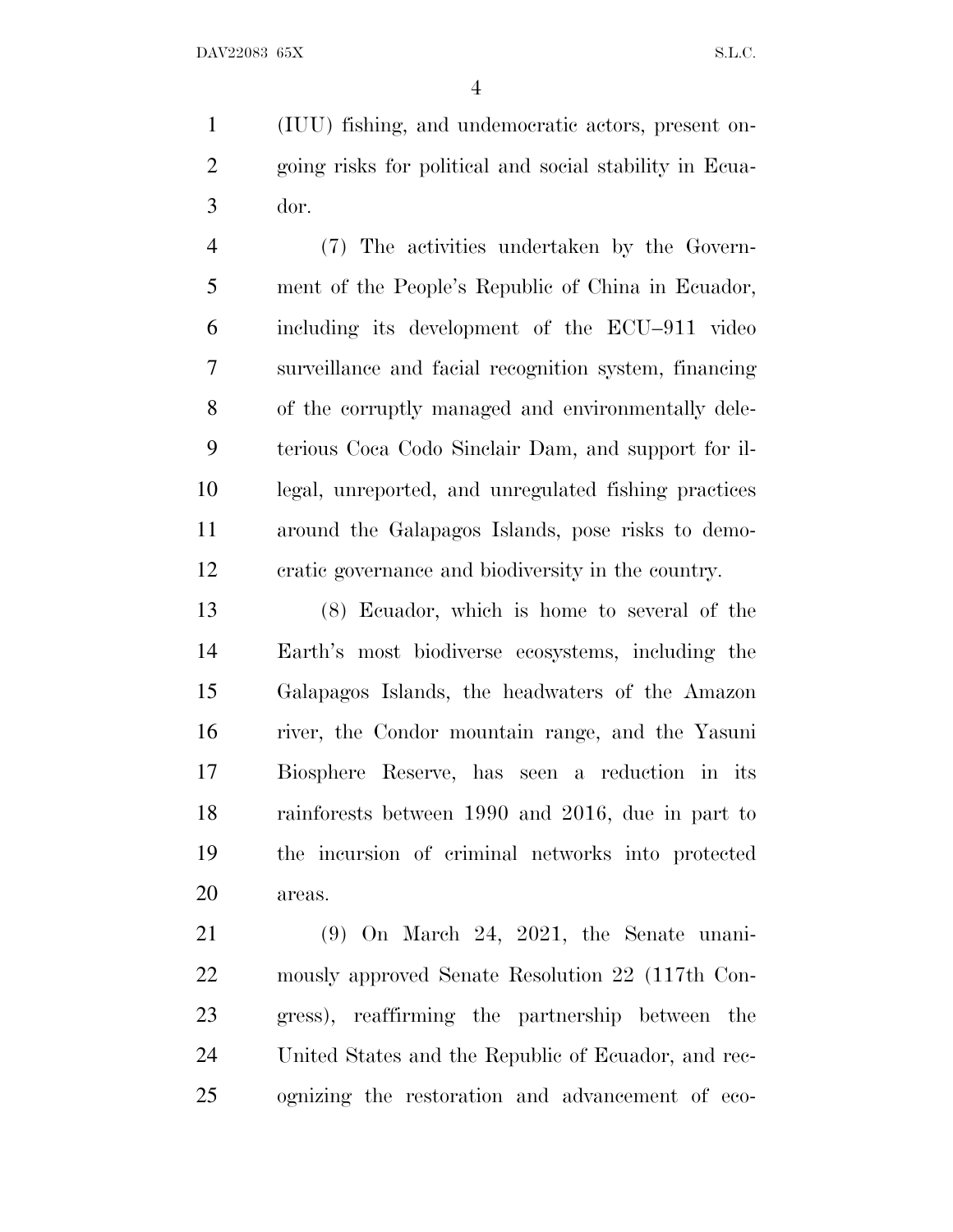(IUU) fishing, and undemocratic actors, present ongoing risks for political and social stability in Ecuador.

(7) The activities undertaken by the Government of the People's Republic of China in Ecuador, including its development of the ECU–911 video surveillance and facial recognition system, financing of the corruptly managed and environmentally deleterious Coca Codo Sinclair Dam, and support for illegal, unreported, and unregulated fishing practices around the Galapagos Islands, pose risks to democratic governance and biodiversity in the country.

(8) Ecuador, which is home to several of the Earth's most biodiverse ecosystems, including the Galapagos Islands, the headwaters of the Amazon river, the Condor mountain range, and the Yasuni Biosphere Reserve, has seen a reduction in its rainforests between 1990 and 2016, due in part to the incursion of criminal networks into protected areas.

(9) On March 24, 2021, the Senate unanimously approved Senate Resolution 22 (117th Congress), reaffirming the partnership between the United States and the Republic of Ecuador, and recognizing the restoration and advancement of eco-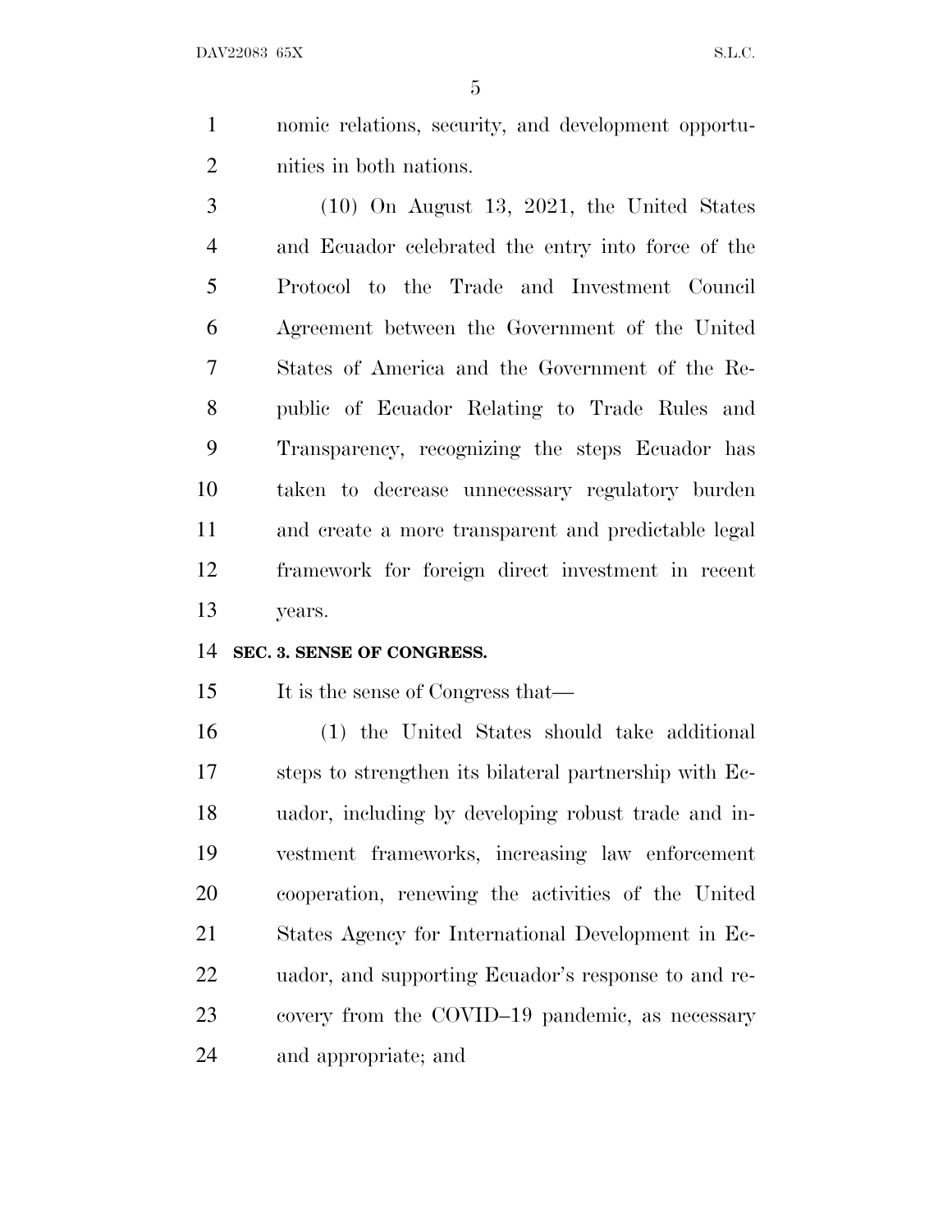nomic relations, security, and development opportunities in both nations.

(10) On August 13, 2021, the United States and Ecuador celebrated the entry into force of the Protocol to the Trade and Investment Council Agreement between the Government of the United States of America and the Government of the Republic of Ecuador Relating to Trade Rules and Transparency, recognizing the steps Ecuador has taken to decrease unnecessary regulatory burden and create a more transparent and predictable legal framework for foreign direct investment in recent years.

**SEC. 3. SENSE OF CONGRESS.**

It is the sense of Congress that—

(1) the United States should take additional steps to strengthen its bilateral partnership with Ecuador, including by developing robust trade and investment frameworks, increasing law enforcement cooperation, renewing the activities of the United States Agency for International Development in Ecuador, and supporting Ecuador's response to and recovery from the COVID–19 pandemic, as necessary and appropriate; and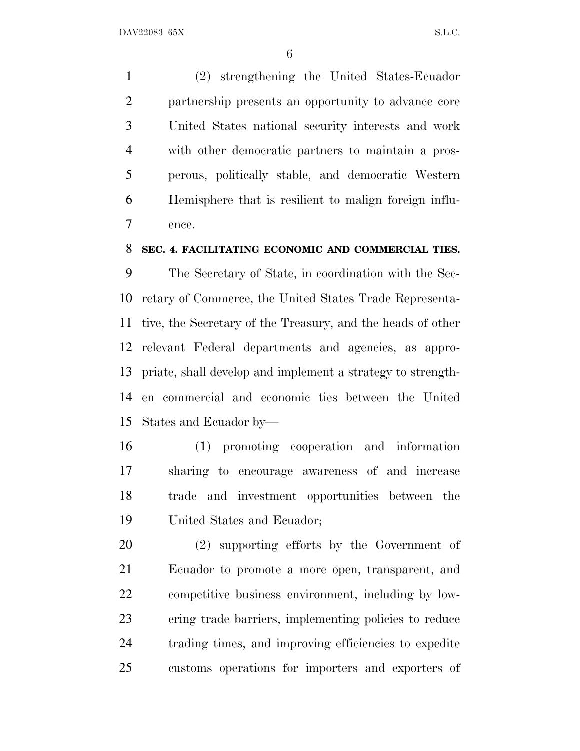(2) strengthening the United States-Ecuador partnership presents an opportunity to advance core United States national security interests and work with other democratic partners to maintain a prosperous, politically stable, and democratic Western Hemisphere that is resilient to malign foreign influence.

**SEC. 4. FACILITATING ECONOMIC AND COMMERCIAL TIES.**

The Secretary of State, in coordination with the Secretary of Commerce, the United States Trade Representative, the Secretary of the Treasury, and the heads of other relevant Federal departments and agencies, as appropriate, shall develop and implement a strategy to strengthen commercial and economic ties between the United States and Ecuador by—

(1) promoting cooperation and information sharing to encourage awareness of and increase trade and investment opportunities between the United States and Ecuador;

(2) supporting efforts by the Government of Ecuador to promote a more open, transparent, and competitive business environment, including by lowering trade barriers, implementing policies to reduce trading times, and improving efficiencies to expedite customs operations for importers and exporters of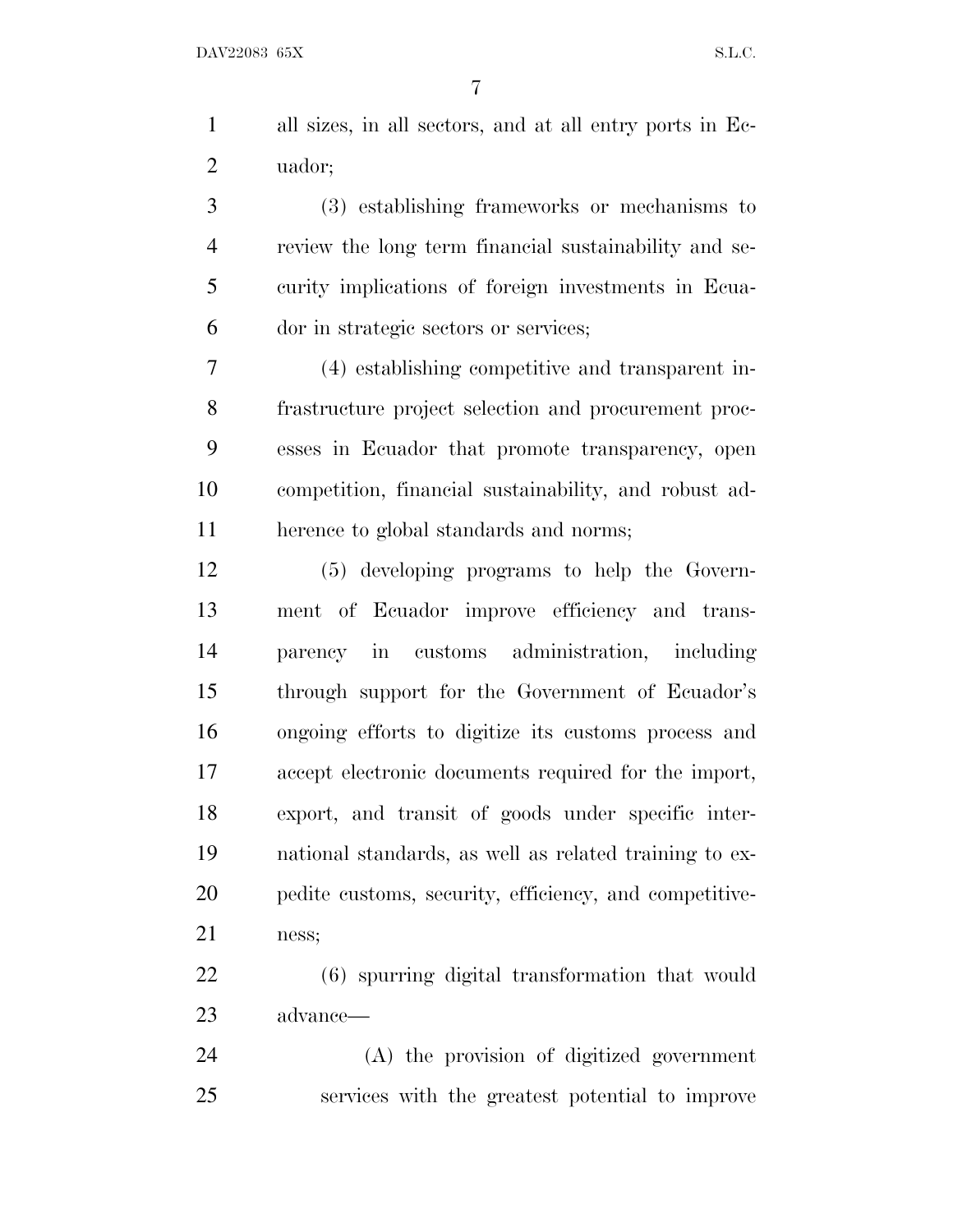all sizes, in all sectors, and at all entry ports in Ecuador;

(3) establishing frameworks or mechanisms to review the long term financial sustainability and security implications of foreign investments in Ecuador in strategic sectors or services;

(4) establishing competitive and transparent infrastructure project selection and procurement processes in Ecuador that promote transparency, open competition, financial sustainability, and robust adherence to global standards and norms;

(5) developing programs to help the Government of Ecuador improve efficiency and transparency in customs administration, including through support for the Government of Ecuador's ongoing efforts to digitize its customs process and accept electronic documents required for the import, export, and transit of goods under specific international standards, as well as related training to expedite customs, security, efficiency, and competitiveness;

(6) spurring digital transformation that would advance—

(A) the provision of digitized government services with the greatest potential to improve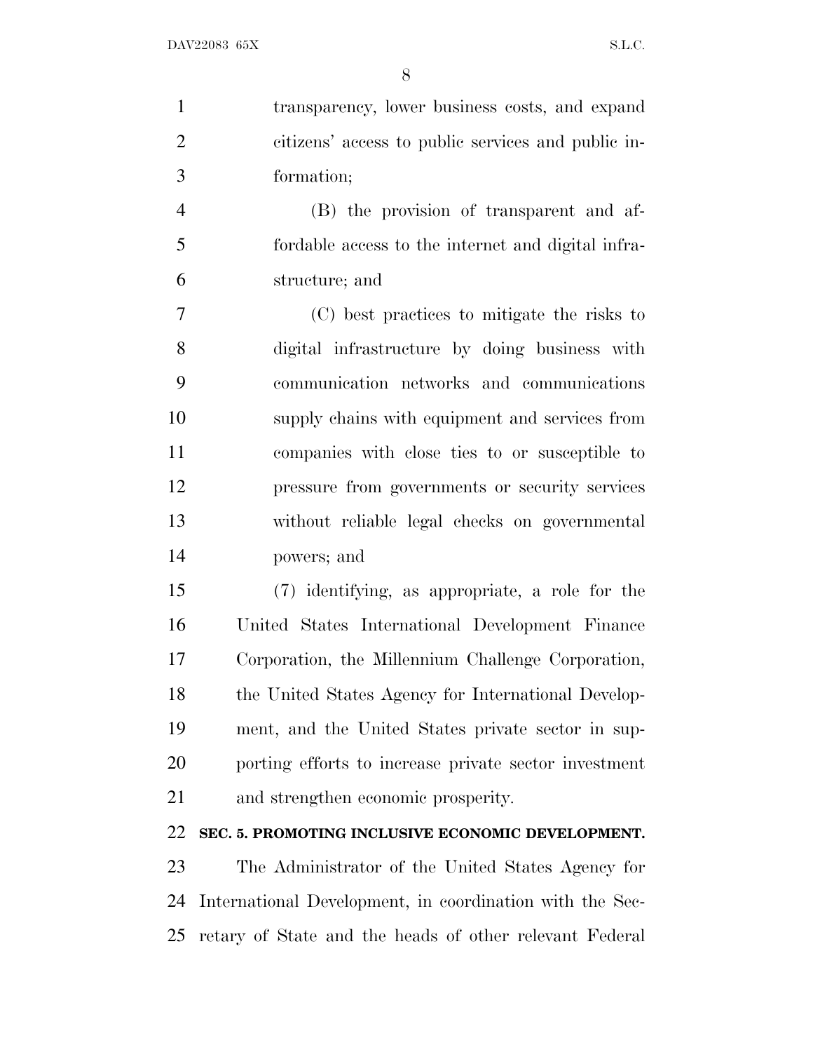transparency, lower business costs, and expand citizens' access to public services and public information;

(B) the provision of transparent and affordable access to the internet and digital infrastructure; and

(C) best practices to mitigate the risks to digital infrastructure by doing business with communication networks and communications supply chains with equipment and services from companies with close ties to or susceptible to pressure from governments or security services without reliable legal checks on governmental powers; and

(7) identifying, as appropriate, a role for the United States International Development Finance Corporation, the Millennium Challenge Corporation, the United States Agency for International Development, and the United States private sector in supporting efforts to increase private sector investment and strengthen economic prosperity.

**SEC. 5. PROMOTING INCLUSIVE ECONOMIC DEVELOPMENT.**

The Administrator of the United States Agency for International Development, in coordination with the Secretary of State and the heads of other relevant Federal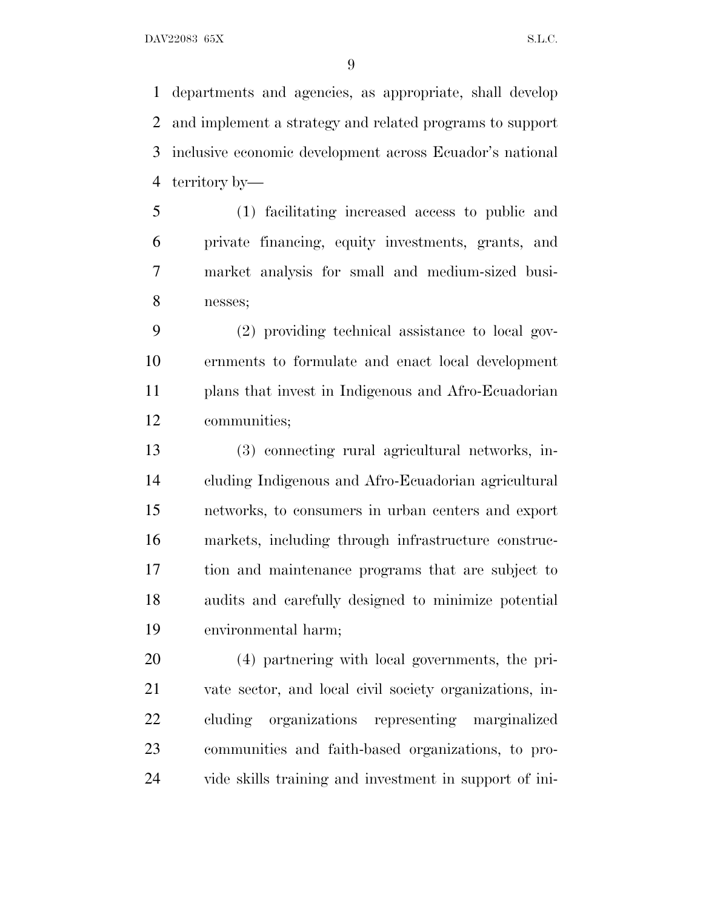departments and agencies, as appropriate, shall develop and implement a strategy and related programs to support inclusive economic development across Ecuador's national territory by—

(1) facilitating increased access to public and private financing, equity investments, grants, and market analysis for small and medium-sized businesses;

(2) providing technical assistance to local governments to formulate and enact local development plans that invest in Indigenous and Afro-Ecuadorian communities;

(3) connecting rural agricultural networks, including Indigenous and Afro-Ecuadorian agricultural networks, to consumers in urban centers and export markets, including through infrastructure construction and maintenance programs that are subject to audits and carefully designed to minimize potential environmental harm;

(4) partnering with local governments, the private sector, and local civil society organizations, including organizations representing marginalized communities and faith-based organizations, to provide skills training and investment in support of ini-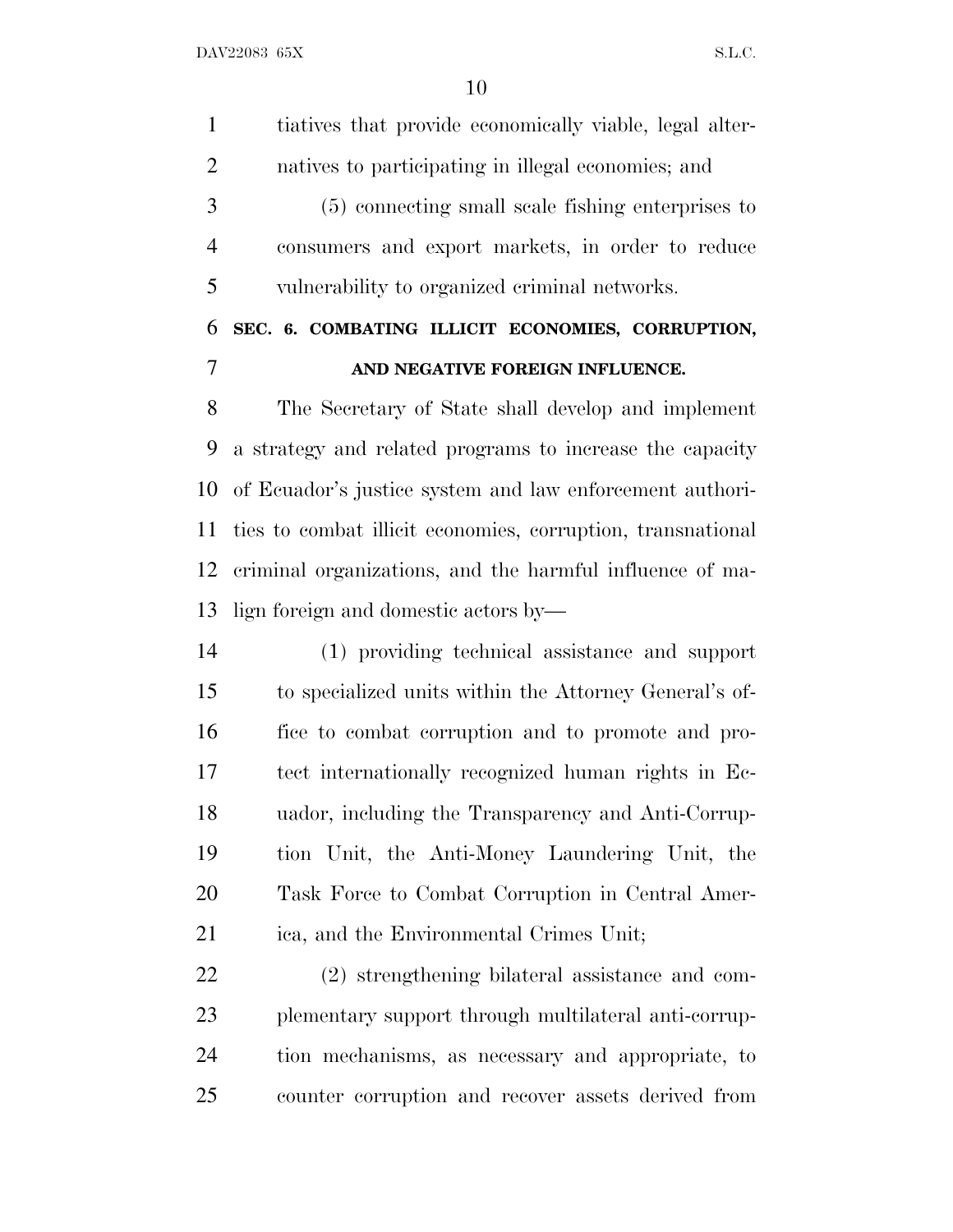tiatives that provide economically viable, legal alternatives to participating in illegal economies; and

(5) connecting small scale fishing enterprises to consumers and export markets, in order to reduce vulnerability to organized criminal networks.

**SEC. 6. COMBATING ILLICIT ECONOMIES, CORRUPTION, AND NEGATIVE FOREIGN INFLUENCE.**

The Secretary of State shall develop and implement a strategy and related programs to increase the capacity of Ecuador's justice system and law enforcement authorities to combat illicit economies, corruption, transnational criminal organizations, and the harmful influence of malign foreign and domestic actors by—

(1) providing technical assistance and support to specialized units within the Attorney General's office to combat corruption and to promote and protect internationally recognized human rights in Ecuador, including the Transparency and Anti-Corruption Unit, the Anti-Money Laundering Unit, the Task Force to Combat Corruption in Central America, and the Environmental Crimes Unit;

(2) strengthening bilateral assistance and complementary support through multilateral anti-corruption mechanisms, as necessary and appropriate, to counter corruption and recover assets derived from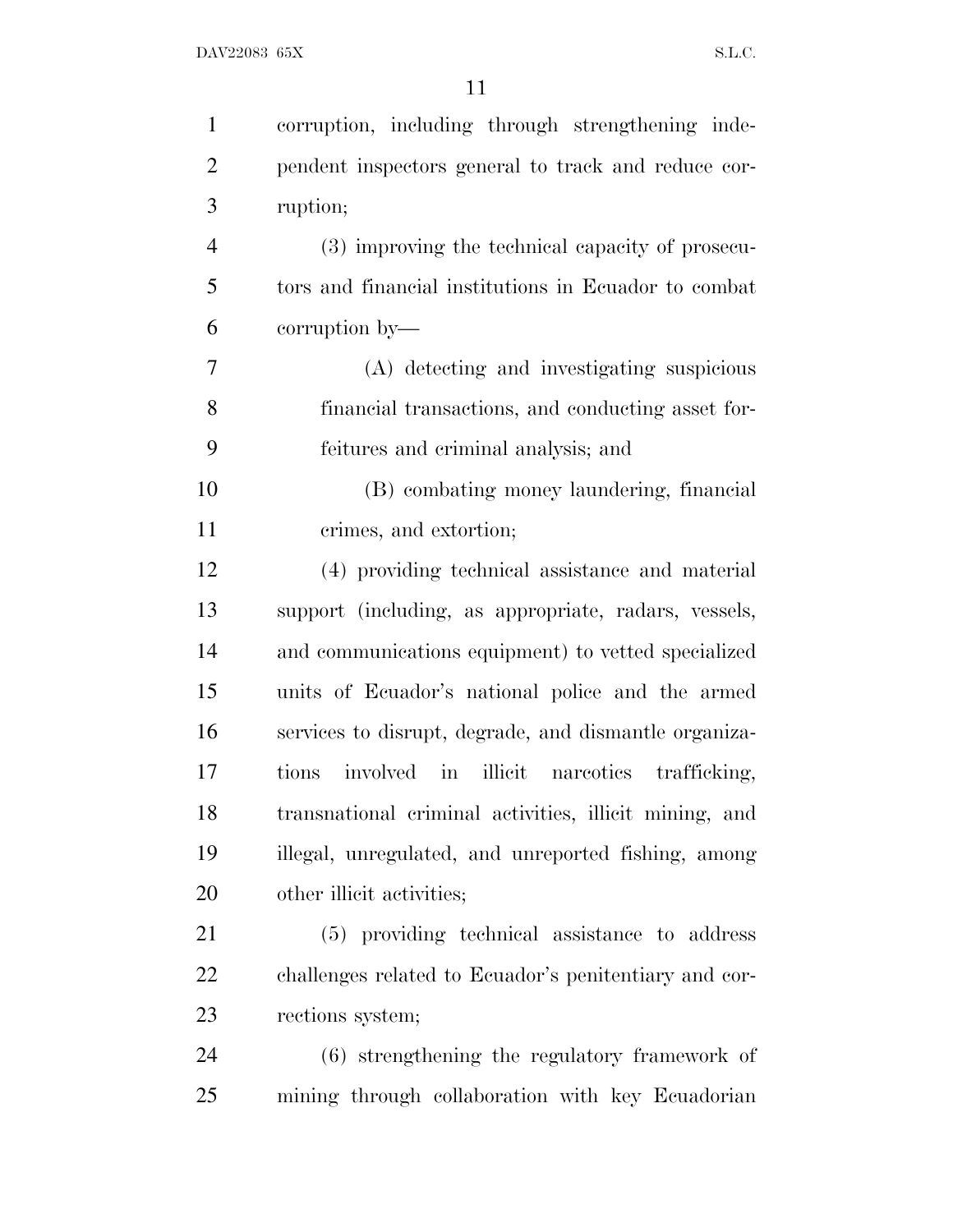corruption, including through strengthening independent inspectors general to track and reduce corruption;

(3) improving the technical capacity of prosecutors and financial institutions in Ecuador to combat corruption by—

(A) detecting and investigating suspicious financial transactions, and conducting asset forfeitures and criminal analysis; and

(B) combating money laundering, financial crimes, and extortion;

(4) providing technical assistance and material support (including, as appropriate, radars, vessels, and communications equipment) to vetted specialized units of Ecuador's national police and the armed services to disrupt, degrade, and dismantle organizations involved in illicit narcotics trafficking, transnational criminal activities, illicit mining, and illegal, unregulated, and unreported fishing, among other illicit activities;

(5) providing technical assistance to address challenges related to Ecuador's penitentiary and corrections system;

(6) strengthening the regulatory framework of mining through collaboration with key Ecuadorian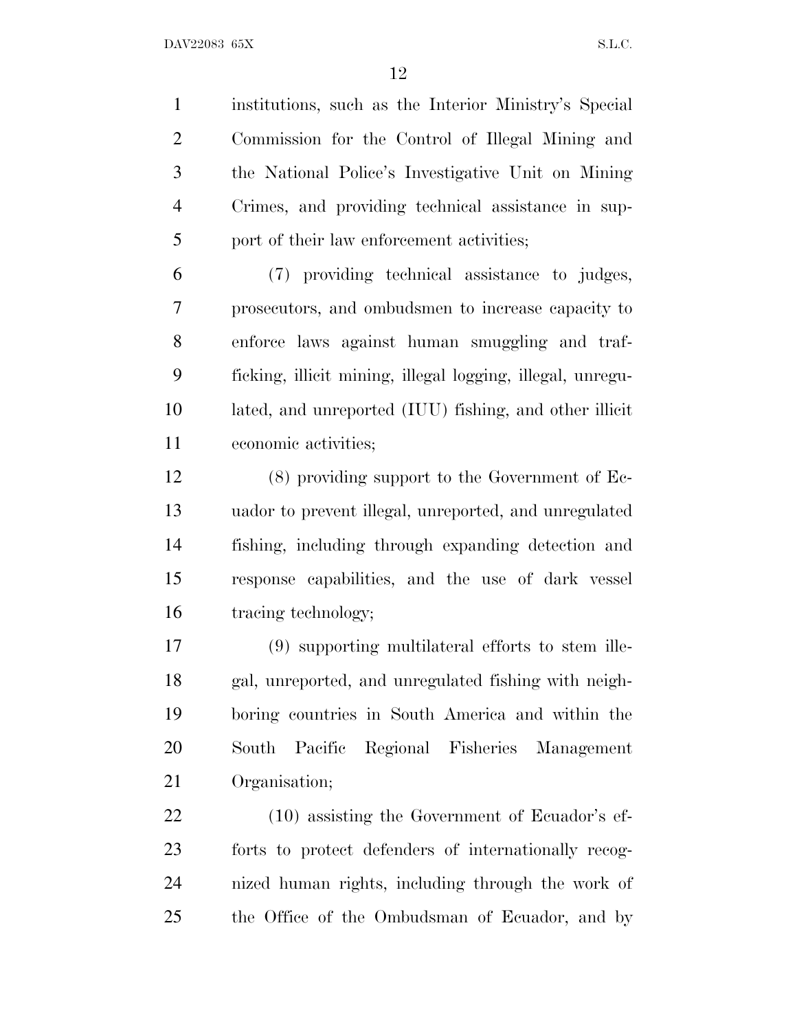institutions, such as the Interior Ministry's Special Commission for the Control of Illegal Mining and the National Police's Investigative Unit on Mining Crimes, and providing technical assistance in support of their law enforcement activities;

(7) providing technical assistance to judges, prosecutors, and ombudsmen to increase capacity to enforce laws against human smuggling and trafficking, illicit mining, illegal logging, illegal, unregulated, and unreported (IUU) fishing, and other illicit economic activities;

(8) providing support to the Government of Ecuador to prevent illegal, unreported, and unregulated fishing, including through expanding detection and response capabilities, and the use of dark vessel tracing technology;

(9) supporting multilateral efforts to stem illegal, unreported, and unregulated fishing with neighboring countries in South America and within the South Pacific Regional Fisheries Management Organisation;

(10) assisting the Government of Ecuador's efforts to protect defenders of internationally recognized human rights, including through the work of the Office of the Ombudsman of Ecuador, and by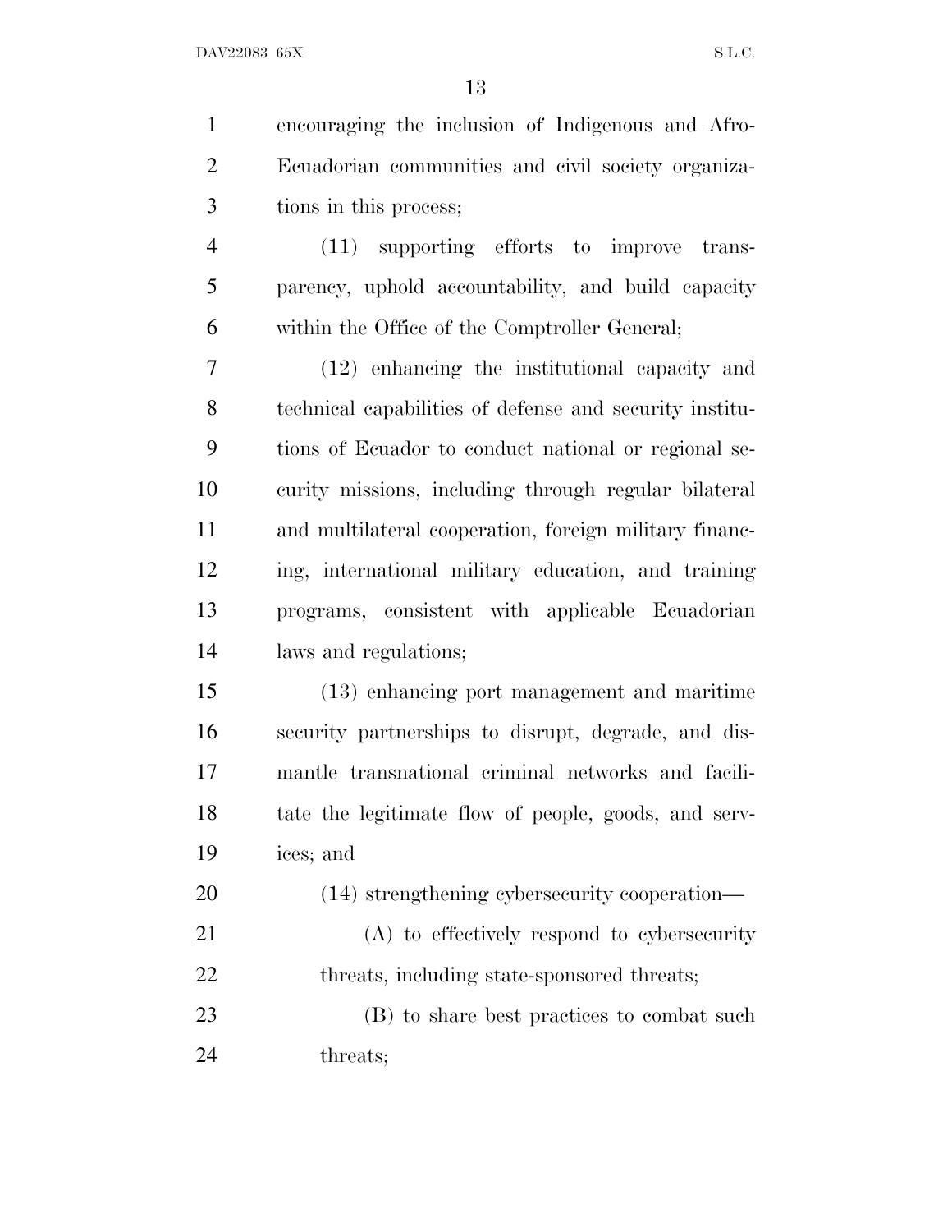encouraging the inclusion of Indigenous and Afro-Ecuadorian communities and civil society organizations in this process;

(11) supporting efforts to improve transparency, uphold accountability, and build capacity within the Office of the Comptroller General;

(12) enhancing the institutional capacity and technical capabilities of defense and security institutions of Ecuador to conduct national or regional security missions, including through regular bilateral and multilateral cooperation, foreign military financing, international military education, and training programs, consistent with applicable Ecuadorian laws and regulations;

(13) enhancing port management and maritime security partnerships to disrupt, degrade, and dismantle transnational criminal networks and facilitate the legitimate flow of people, goods, and services; and

(14) strengthening cybersecurity cooperation—

(A) to effectively respond to cybersecurity threats, including state-sponsored threats;

(B) to share best practices to combat such threats;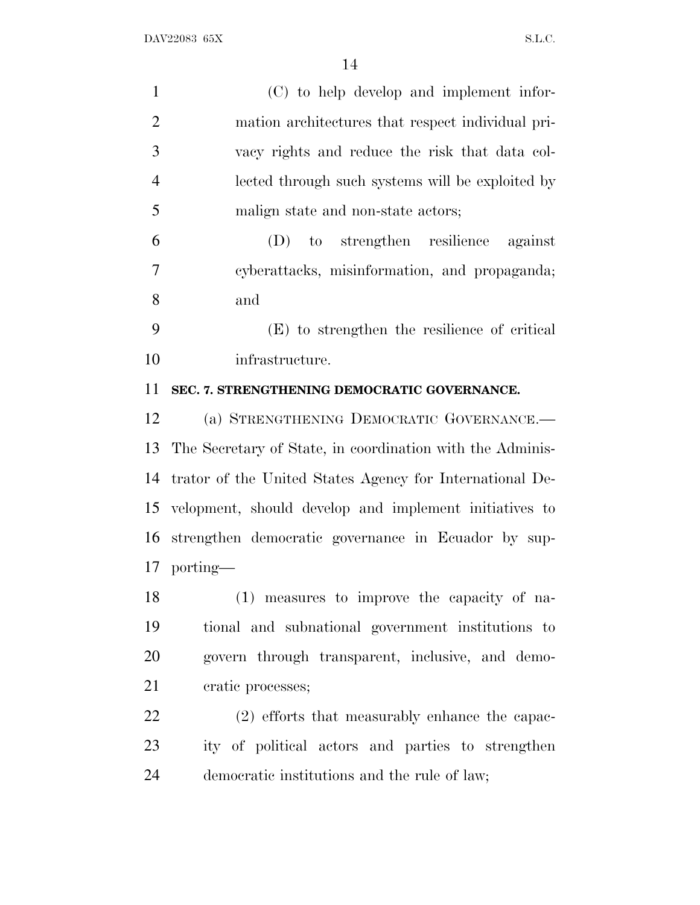(C) to help develop and implement information architectures that respect individual privacy rights and reduce the risk that data collected through such systems will be exploited by malign state and non-state actors;

(D) to strengthen resilience against cyberattacks, misinformation, and propaganda; and

(E) to strengthen the resilience of critical infrastructure.

**SEC. 7. STRENGTHENING DEMOCRATIC GOVERNANCE.**

(a) STRENGTHENING DEMOCRATIC GOVERNANCE.—The Secretary of State, in coordination with the Administrator of the United States Agency for International Development, should develop and implement initiatives to strengthen democratic governance in Ecuador by supporting—

(1) measures to improve the capacity of national and subnational government institutions to govern through transparent, inclusive, and democratic processes;

(2) efforts that measurably enhance the capacity of political actors and parties to strengthen democratic institutions and the rule of law;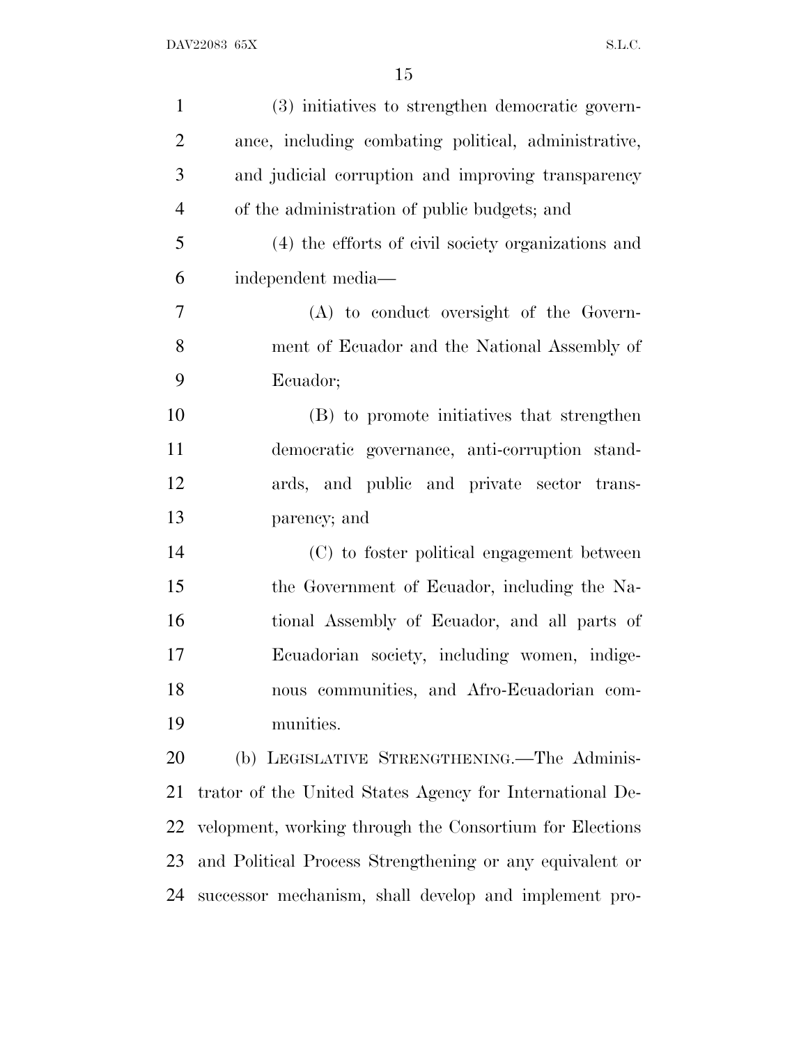(3) initiatives to strengthen democratic governance, including combating political, administrative, and judicial corruption and improving transparency of the administration of public budgets; and

(4) the efforts of civil society organizations and independent media—

(A) to conduct oversight of the Government of Ecuador and the National Assembly of Ecuador;

(B) to promote initiatives that strengthen democratic governance, anti-corruption standards, and public and private sector transparency; and

(C) to foster political engagement between the Government of Ecuador, including the National Assembly of Ecuador, and all parts of Ecuadorian society, including women, indigenous communities, and Afro-Ecuadorian communities.

(b) LEGISLATIVE STRENGTHENING.—The Administrator of the United States Agency for International Development, working through the Consortium for Elections and Political Process Strengthening or any equivalent or successor mechanism, shall develop and implement pro-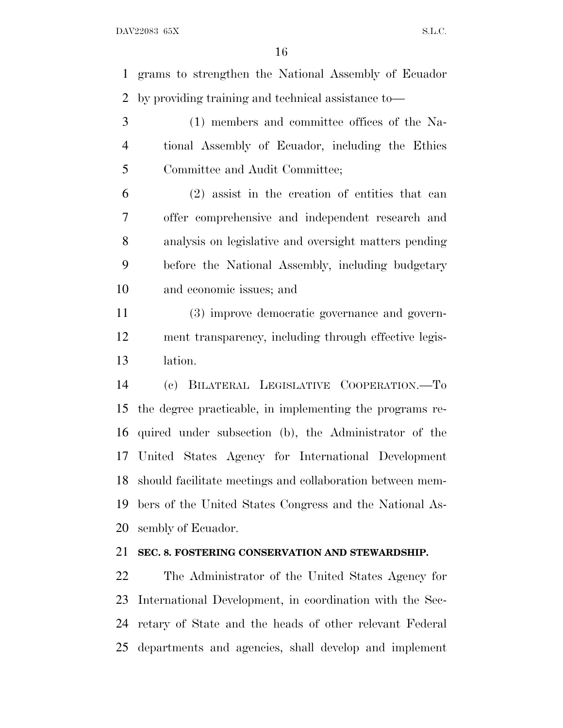grams to strengthen the National Assembly of Ecuador by providing training and technical assistance to—

(1) members and committee offices of the National Assembly of Ecuador, including the Ethics Committee and Audit Committee;

(2) assist in the creation of entities that can offer comprehensive and independent research and analysis on legislative and oversight matters pending before the National Assembly, including budgetary and economic issues; and

(3) improve democratic governance and government transparency, including through effective legislation.

(c) BILATERAL LEGISLATIVE COOPERATION.—To the degree practicable, in implementing the programs required under subsection (b), the Administrator of the United States Agency for International Development should facilitate meetings and collaboration between members of the United States Congress and the National Assembly of Ecuador.

**SEC. 8. FOSTERING CONSERVATION AND STEWARDSHIP.**

The Administrator of the United States Agency for International Development, in coordination with the Secretary of State and the heads of other relevant Federal departments and agencies, shall develop and implement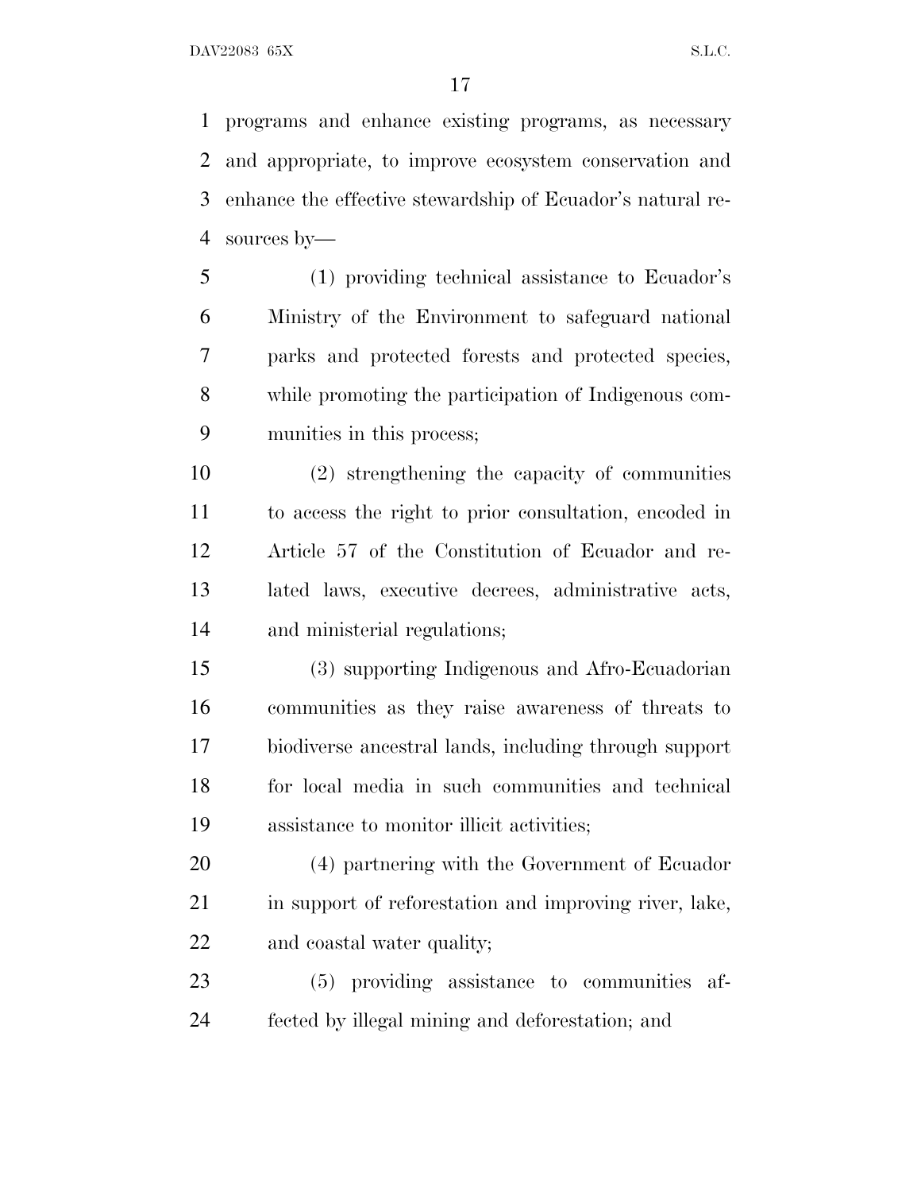programs and enhance existing programs, as necessary and appropriate, to improve ecosystem conservation and enhance the effective stewardship of Ecuador's natural resources by—

(1) providing technical assistance to Ecuador's Ministry of the Environment to safeguard national parks and protected forests and protected species, while promoting the participation of Indigenous communities in this process;

(2) strengthening the capacity of communities to access the right to prior consultation, encoded in Article 57 of the Constitution of Ecuador and related laws, executive decrees, administrative acts, and ministerial regulations;

(3) supporting Indigenous and Afro-Ecuadorian communities as they raise awareness of threats to biodiverse ancestral lands, including through support for local media in such communities and technical assistance to monitor illicit activities;

(4) partnering with the Government of Ecuador in support of reforestation and improving river, lake, and coastal water quality;

(5) providing assistance to communities affected by illegal mining and deforestation; and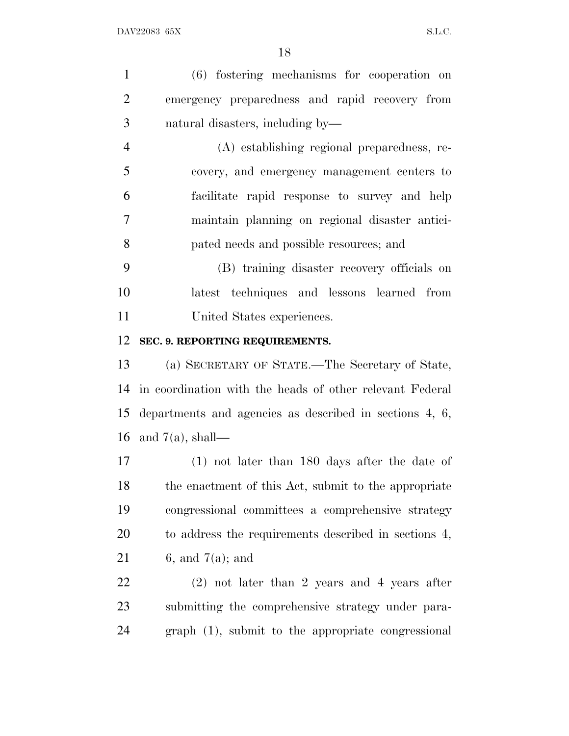(6) fostering mechanisms for cooperation on emergency preparedness and rapid recovery from natural disasters, including by—

(A) establishing regional preparedness, recovery, and emergency management centers to facilitate rapid response to survey and help maintain planning on regional disaster anticipated needs and possible resources; and

(B) training disaster recovery officials on latest techniques and lessons learned from United States experiences.

**SEC. 9. REPORTING REQUIREMENTS.**

(a) SECRETARY OF STATE.—The Secretary of State, in coordination with the heads of other relevant Federal departments and agencies as described in sections 4, 6, and 7(a), shall—

(1) not later than 180 days after the date of the enactment of this Act, submit to the appropriate congressional committees a comprehensive strategy to address the requirements described in sections 4, 6, and 7(a); and

(2) not later than 2 years and 4 years after submitting the comprehensive strategy under paragraph (1), submit to the appropriate congressional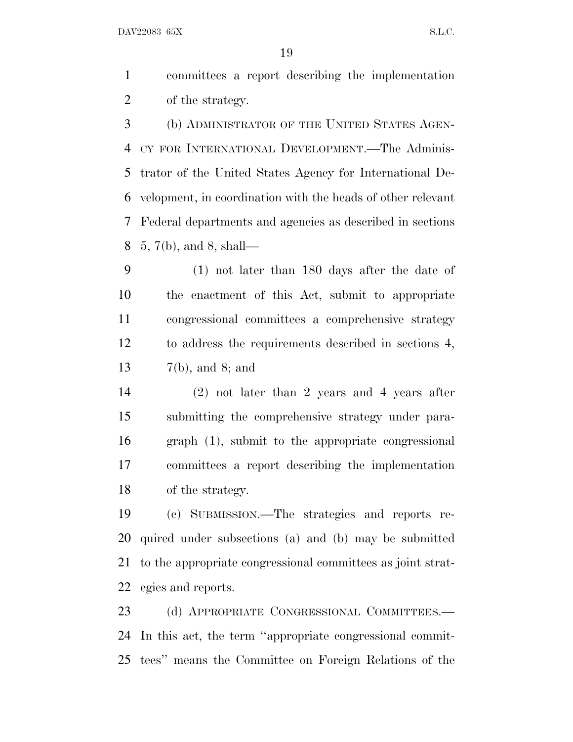committees a report describing the implementation of the strategy.

(b) ADMINISTRATOR OF THE UNITED STATES AGENCY FOR INTERNATIONAL DEVELOPMENT.—The Administrator of the United States Agency for International Development, in coordination with the heads of other relevant Federal departments and agencies as described in sections 5, 7(b), and 8, shall—

(1) not later than 180 days after the date of the enactment of this Act, submit to appropriate congressional committees a comprehensive strategy to address the requirements described in sections 4, 7(b), and 8; and

(2) not later than 2 years and 4 years after submitting the comprehensive strategy under paragraph (1), submit to the appropriate congressional committees a report describing the implementation of the strategy.

(c) SUBMISSION.—The strategies and reports required under subsections (a) and (b) may be submitted to the appropriate congressional committees as joint strategies and reports.

(d) APPROPRIATE CONGRESSIONAL COMMITTEES.—In this act, the term ''appropriate congressional committees'' means the Committee on Foreign Relations of the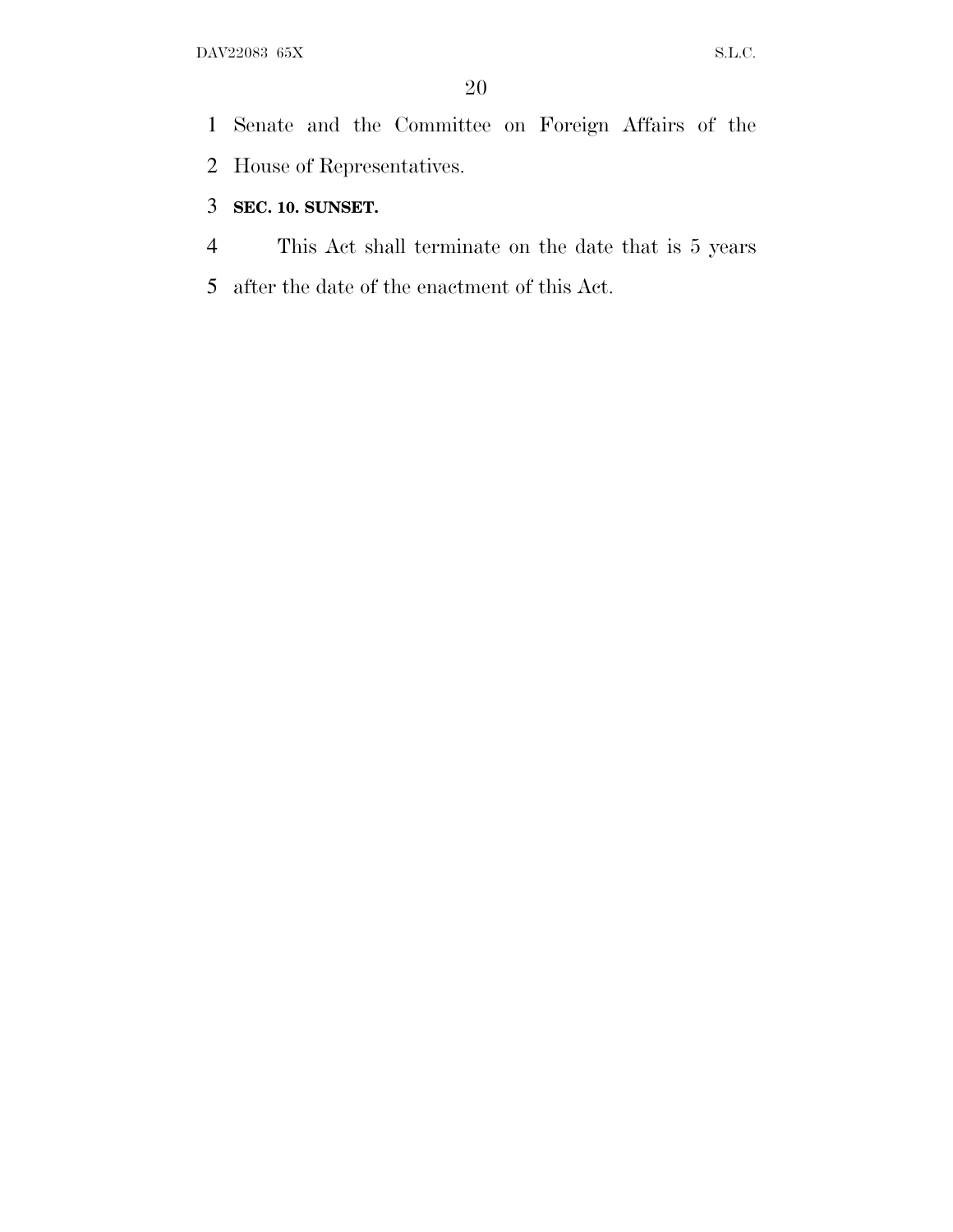Senate and the Committee on Foreign Affairs of the House of Representatives.

**SEC. 10. SUNSET.**

This Act shall terminate on the date that is 5 years after the date of the enactment of this Act.